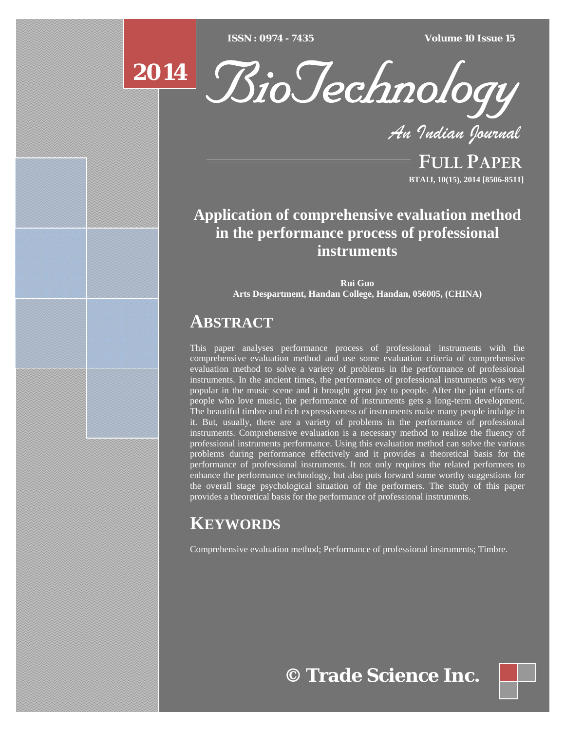ISSN : 0974 - 7435 Volume 10 Issue 15

# BioTechnology

*An Indian Journal*

FULL PAPER

BTAIJ, 10(15), 2014 [8506-8511]

# Application of comprehensive evaluation method in the performance process of professional instruments

**Rui Guo**
**Arts Despartment, Handan College, Handan, 056005, (CHINA)**

## ABSTRACT

This paper analyses performance process of professional instruments with the comprehensive evaluation method and use some evaluation criteria of comprehensive evaluation method to solve a variety of problems in the performance of professional instruments. In the ancient times, the performance of professional instruments was very popular in the music scene and it brought great joy to people. After the joint efforts of people who love music, the performance of instruments gets a long-term development. The beautiful timbre and rich expressiveness of instruments make many people indulge in it. But, usually, there are a variety of problems in the performance of professional instruments. Comprehensive evaluation is a necessary method to realize the fluency of professional instruments performance. Using this evaluation method can solve the various problems during performance effectively and it provides a theoretical basis for the performance of professional instruments. It not only requires the related performers to enhance the performance technology, but also puts forward some worthy suggestions for the overall stage psychological situation of the performers. The study of this paper provides a theoretical basis for the performance of professional instruments.

## KEYWORDS

Comprehensive evaluation method; Performance of professional instruments; Timbre.

© Trade Science Inc.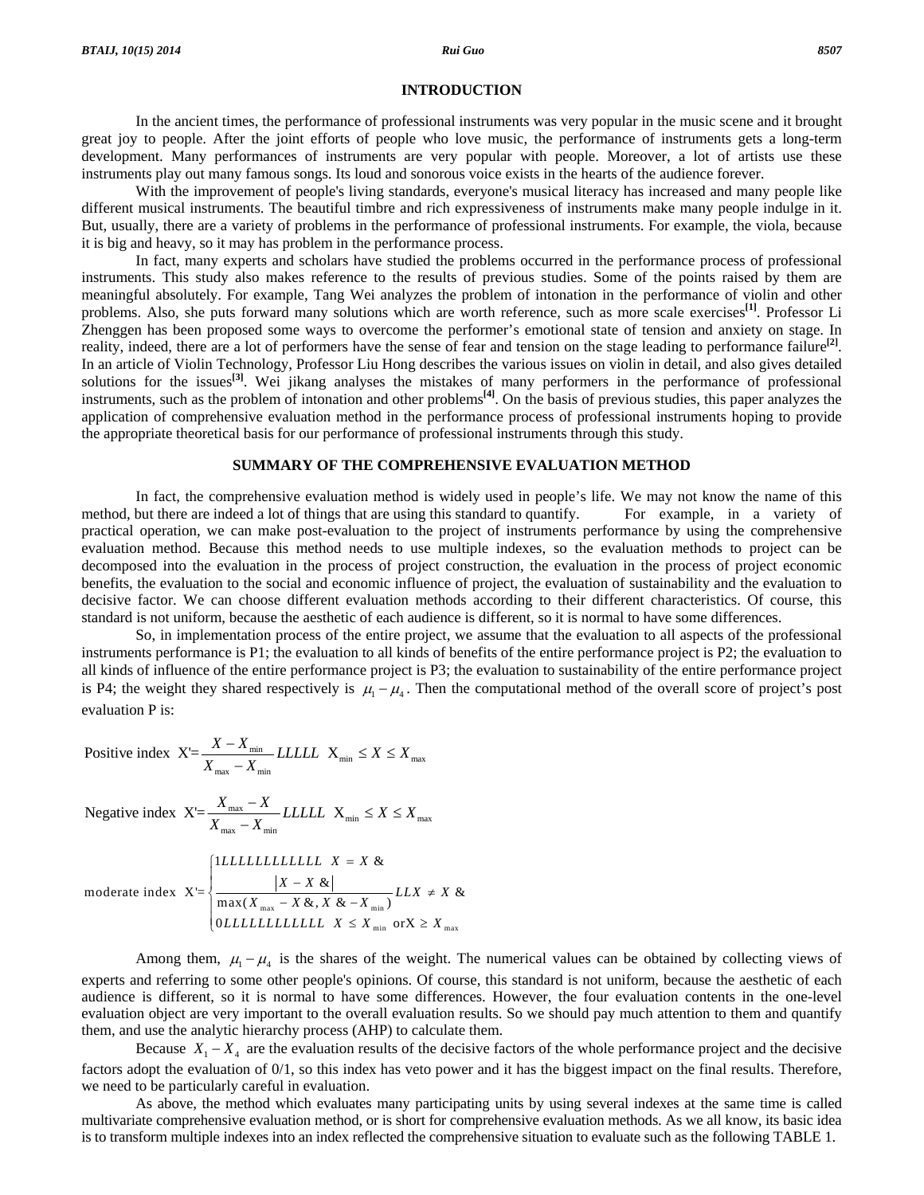## INTRODUCTION

In the ancient times, the performance of professional instruments was very popular in the music scene and it brought great joy to people. After the joint efforts of people who love music, the performance of instruments gets a long-term development. Many performances of instruments are very popular with people. Moreover, a lot of artists use these instruments play out many famous songs. Its loud and sonorous voice exists in the hearts of the audience forever.

With the improvement of people's living standards, everyone's musical literacy has increased and many people like different musical instruments. The beautiful timbre and rich expressiveness of instruments make many people indulge in it. But, usually, there are a variety of problems in the performance of professional instruments. For example, the viola, because it is big and heavy, so it may has problem in the performance process.

In fact, many experts and scholars have studied the problems occurred in the performance process of professional instruments. This study also makes reference to the results of previous studies. Some of the points raised by them are meaningful absolutely. For example, Tang Wei analyzes the problem of intonation in the performance of violin and other problems. Also, she puts forward many solutions which are worth reference, such as more scale exercises[1]. Professor Li Zhenggen has been proposed some ways to overcome the performer's emotional state of tension and anxiety on stage. In reality, indeed, there are a lot of performers have the sense of fear and tension on the stage leading to performance failure[2]. In an article of Violin Technology, Professor Liu Hong describes the various issues on violin in detail, and also gives detailed solutions for the issues[3]. Wei jikang analyses the mistakes of many performers in the performance of professional instruments, such as the problem of intonation and other problems[4]. On the basis of previous studies, this paper analyzes the application of comprehensive evaluation method in the performance process of professional instruments hoping to provide the appropriate theoretical basis for our performance of professional instruments through this study.

## SUMMARY OF THE COMPREHENSIVE EVALUATION METHOD

In fact, the comprehensive evaluation method is widely used in people's life. We may not know the name of this method, but there are indeed a lot of things that are using this standard to quantify. For example, in a variety of practical operation, we can make post-evaluation to the project of instruments performance by using the comprehensive evaluation method. Because this method needs to use multiple indexes, so the evaluation methods to project can be decomposed into the evaluation in the process of project construction, the evaluation in the process of project economic benefits, the evaluation to the social and economic influence of project, the evaluation of sustainability and the evaluation to decisive factor. We can choose different evaluation methods according to their different characteristics. Of course, this standard is not uniform, because the aesthetic of each audience is different, so it is normal to have some differences.

So, in implementation process of the entire project, we assume that the evaluation to all aspects of the professional instruments performance is P1; the evaluation to all kinds of benefits of the entire performance project is P2; the evaluation to all kinds of influence of the entire performance project is P3; the evaluation to sustainability of the entire performance project is P4; the weight they shared respectively is $\mu_1 - \mu_4$. Then the computational method of the overall score of project's post evaluation P is:

$$\text{Positive index } X'=\frac{X-X_{\min}}{X_{\max}-X_{\min}} \text{ LLLLL } X_{\min} \le X \le X_{\max}$$

$$\text{Negative index } X'=\frac{X_{\max}-X}{X_{\max}-X_{\min}} \text{ LLLLL } X_{\min} \le X \le X_{\max}$$

$$\text{moderate index } X'=\begin{cases} 1 \text{LLLLLLLLLLL } X = X\& \\ \dfrac{|X - X\&|}{\max(X_{\max}-X\&, X\&-X_{\min})} \text{LL} X \ne X\& \\ 0 \text{LLLLLLLLLLL } X \le X_{\min} \text{ or } X \ge X_{\max} \end{cases}$$

Among them, $\mu_1 - \mu_4$ is the shares of the weight. The numerical values can be obtained by collecting views of experts and referring to some other people's opinions. Of course, this standard is not uniform, because the aesthetic of each audience is different, so it is normal to have some differences. However, the four evaluation contents in the one-level evaluation object are very important to the overall evaluation results. So we should pay much attention to them and quantify them, and use the analytic hierarchy process (AHP) to calculate them.

Because $X_1 - X_4$ are the evaluation results of the decisive factors of the whole performance project and the decisive factors adopt the evaluation of 0/1, so this index has veto power and it has the biggest impact on the final results. Therefore, we need to be particularly careful in evaluation.

As above, the method which evaluates many participating units by using several indexes at the same time is called multivariate comprehensive evaluation method, or is short for comprehensive evaluation methods. As we all know, its basic idea is to transform multiple indexes into an index reflected the comprehensive situation to evaluate such as the following TABLE 1.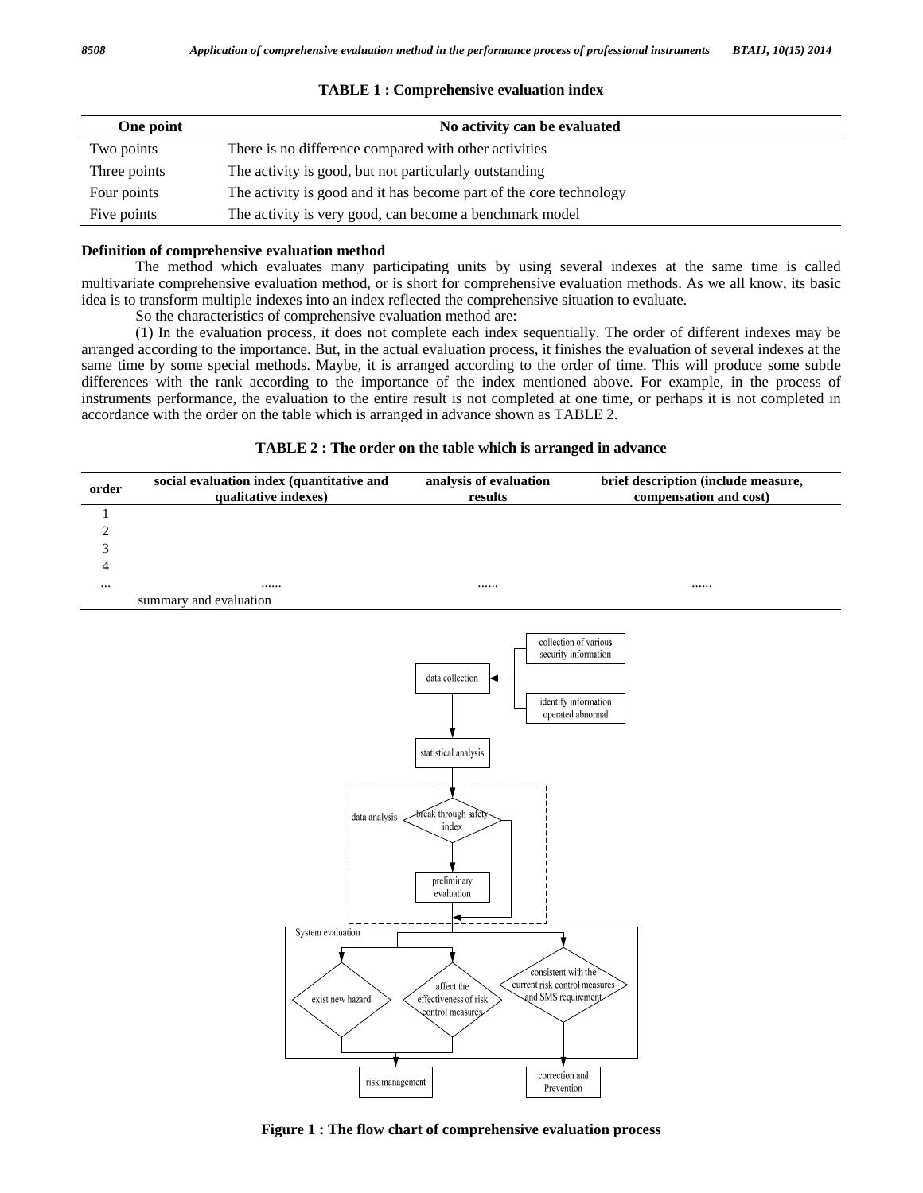**TABLE 1 : Comprehensive evaluation index**

| One point | No activity can be evaluated |
|---|---|
| Two points | There is no difference compared with other activities |
| Three points | The activity is good, but not particularly outstanding |
| Four points | The activity is good and it has become part of the core technology |
| Five points | The activity is very good, can become a benchmark model |

**Definition of comprehensive evaluation method**

The method which evaluates many participating units by using several indexes at the same time is called multivariate comprehensive evaluation method, or is short for comprehensive evaluation methods. As we all know, its basic idea is to transform multiple indexes into an index reflected the comprehensive situation to evaluate.

So the characteristics of comprehensive evaluation method are:

(1) In the evaluation process, it does not complete each index sequentially. The order of different indexes may be arranged according to the importance. But, in the actual evaluation process, it finishes the evaluation of several indexes at the same time by some special methods. Maybe, it is arranged according to the order of time. This will produce some subtle differences with the rank according to the importance of the index mentioned above. For example, in the process of instruments performance, the evaluation to the entire result is not completed at one time, or perhaps it is not completed in accordance with the order on the table which is arranged in advance shown as TABLE 2.

**TABLE 2 : The order on the table which is arranged in advance**

| order | social evaluation index (quantitative and qualitative indexes) | analysis of evaluation results | brief description (include measure, compensation and cost) |
|---|---|---|---|
| 1 | | | |
| 2 | | | |
| 3 | | | |
| 4 | | | |
| ... | ...... | ...... | ...... |
| | summary and evaluation | | |

collection of various security information

data collection

identify information operated abnormal

statistical analysis

data analysis

break through safety index

preliminary evaluation

System evaluation

exist new hazard

affect the effectiveness of risk control measures

consistent with the current risk control measures and SMS requirement

risk management

correction and Prevention

**Figure 1 : The flow chart of comprehensive evaluation process**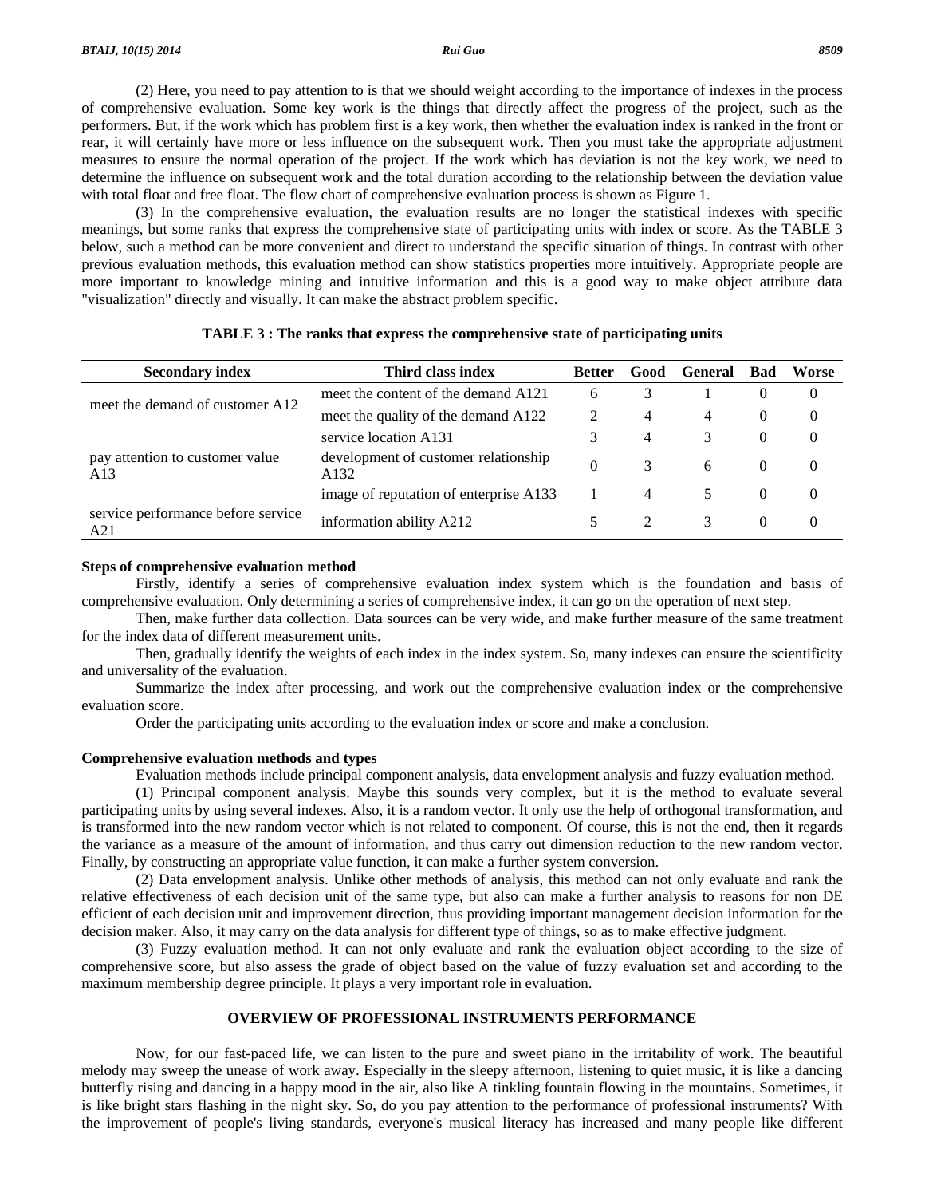(2) Here, you need to pay attention to is that we should weight according to the importance of indexes in the process of comprehensive evaluation. Some key work is the things that directly affect the progress of the project, such as the performers. But, if the work which has problem first is a key work, then whether the evaluation index is ranked in the front or rear, it will certainly have more or less influence on the subsequent work. Then you must take the appropriate adjustment measures to ensure the normal operation of the project. If the work which has deviation is not the key work, we need to determine the influence on subsequent work and the total duration according to the relationship between the deviation value with total float and free float. The flow chart of comprehensive evaluation process is shown as Figure 1.

(3) In the comprehensive evaluation, the evaluation results are no longer the statistical indexes with specific meanings, but some ranks that express the comprehensive state of participating units with index or score. As the TABLE 3 below, such a method can be more convenient and direct to understand the specific situation of things. In contrast with other previous evaluation methods, this evaluation method can show statistics properties more intuitively. Appropriate people are more important to knowledge mining and intuitive information and this is a good way to make object attribute data "visualization" directly and visually. It can make the abstract problem specific.

**TABLE 3 : The ranks that express the comprehensive state of participating units**

| Secondary index | Third class index | Better | Good | General | Bad | Worse |
|---|---|---|---|---|---|---|
| meet the demand of customer A12 | meet the content of the demand A121 | 6 | 3 | 1 | 0 | 0 |
| | meet the quality of the demand A122 | 2 | 4 | 4 | 0 | 0 |
| pay attention to customer value A13 | service location A131 | 3 | 4 | 3 | 0 | 0 |
| | development of customer relationship A132 | 0 | 3 | 6 | 0 | 0 |
| | image of reputation of enterprise A133 | 1 | 4 | 5 | 0 | 0 |
| service performance before service A21 | information ability A212 | 5 | 2 | 3 | 0 | 0 |

**Steps of comprehensive evaluation method**

Firstly, identify a series of comprehensive evaluation index system which is the foundation and basis of comprehensive evaluation. Only determining a series of comprehensive index, it can go on the operation of next step.

Then, make further data collection. Data sources can be very wide, and make further measure of the same treatment for the index data of different measurement units.

Then, gradually identify the weights of each index in the index system. So, many indexes can ensure the scientificity and universality of the evaluation.

Summarize the index after processing, and work out the comprehensive evaluation index or the comprehensive evaluation score.

Order the participating units according to the evaluation index or score and make a conclusion.

**Comprehensive evaluation methods and types**

Evaluation methods include principal component analysis, data envelopment analysis and fuzzy evaluation method.

(1) Principal component analysis. Maybe this sounds very complex, but it is the method to evaluate several participating units by using several indexes. Also, it is a random vector. It only use the help of orthogonal transformation, and is transformed into the new random vector which is not related to component. Of course, this is not the end, then it regards the variance as a measure of the amount of information, and thus carry out dimension reduction to the new random vector. Finally, by constructing an appropriate value function, it can make a further system conversion.

(2) Data envelopment analysis. Unlike other methods of analysis, this method can not only evaluate and rank the relative effectiveness of each decision unit of the same type, but also can make a further analysis to reasons for non DE efficient of each decision unit and improvement direction, thus providing important management decision information for the decision maker. Also, it may carry on the data analysis for different type of things, so as to make effective judgment.

(3) Fuzzy evaluation method. It can not only evaluate and rank the evaluation object according to the size of comprehensive score, but also assess the grade of object based on the value of fuzzy evaluation set and according to the maximum membership degree principle. It plays a very important role in evaluation.

## OVERVIEW OF PROFESSIONAL INSTRUMENTS PERFORMANCE

Now, for our fast-paced life, we can listen to the pure and sweet piano in the irritability of work. The beautiful melody may sweep the unease of work away. Especially in the sleepy afternoon, listening to quiet music, it is like a dancing butterfly rising and dancing in a happy mood in the air, also like A tinkling fountain flowing in the mountains. Sometimes, it is like bright stars flashing in the night sky. So, do you pay attention to the performance of professional instruments? With the improvement of people's living standards, everyone's musical literacy has increased and many people like different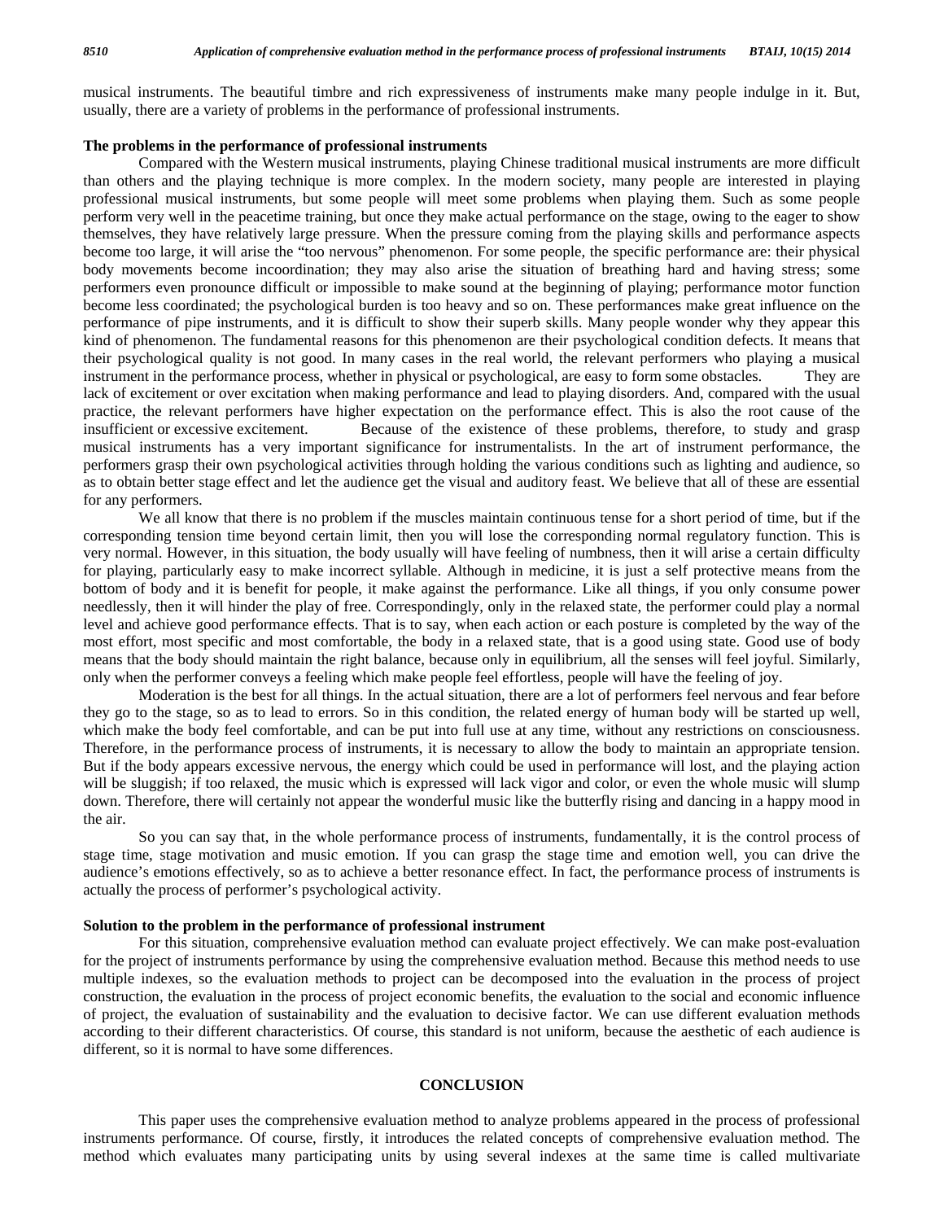musical instruments. The beautiful timbre and rich expressiveness of instruments make many people indulge in it. But, usually, there are a variety of problems in the performance of professional instruments.

### The problems in the performance of professional instruments

Compared with the Western musical instruments, playing Chinese traditional musical instruments are more difficult than others and the playing technique is more complex. In the modern society, many people are interested in playing professional musical instruments, but some people will meet some problems when playing them. Such as some people perform very well in the peacetime training, but once they make actual performance on the stage, owing to the eager to show themselves, they have relatively large pressure. When the pressure coming from the playing skills and performance aspects become too large, it will arise the "too nervous" phenomenon. For some people, the specific performance are: their physical body movements become incoordination; they may also arise the situation of breathing hard and having stress; some performers even pronounce difficult or impossible to make sound at the beginning of playing; performance motor function become less coordinated; the psychological burden is too heavy and so on. These performances make great influence on the performance of pipe instruments, and it is difficult to show their superb skills. Many people wonder why they appear this kind of phenomenon. The fundamental reasons for this phenomenon are their psychological condition defects. It means that their psychological quality is not good. In many cases in the real world, the relevant performers who playing a musical instrument in the performance process, whether in physical or psychological, are easy to form some obstacles. They are lack of excitement or over excitation when making performance and lead to playing disorders. And, compared with the usual practice, the relevant performers have higher expectation on the performance effect. This is also the root cause of the insufficient or excessive excitement. Because of the existence of these problems, therefore, to study and grasp musical instruments has a very important significance for instrumentalists. In the art of instrument performance, the performers grasp their own psychological activities through holding the various conditions such as lighting and audience, so as to obtain better stage effect and let the audience get the visual and auditory feast. We believe that all of these are essential for any performers.

We all know that there is no problem if the muscles maintain continuous tense for a short period of time, but if the corresponding tension time beyond certain limit, then you will lose the corresponding normal regulatory function. This is very normal. However, in this situation, the body usually will have feeling of numbness, then it will arise a certain difficulty for playing, particularly easy to make incorrect syllable. Although in medicine, it is just a self protective means from the bottom of body and it is benefit for people, it make against the performance. Like all things, if you only consume power needlessly, then it will hinder the play of free. Correspondingly, only in the relaxed state, the performer could play a normal level and achieve good performance effects. That is to say, when each action or each posture is completed by the way of the most effort, most specific and most comfortable, the body in a relaxed state, that is a good using state. Good use of body means that the body should maintain the right balance, because only in equilibrium, all the senses will feel joyful. Similarly, only when the performer conveys a feeling which make people feel effortless, people will have the feeling of joy.

Moderation is the best for all things. In the actual situation, there are a lot of performers feel nervous and fear before they go to the stage, so as to lead to errors. So in this condition, the related energy of human body will be started up well, which make the body feel comfortable, and can be put into full use at any time, without any restrictions on consciousness. Therefore, in the performance process of instruments, it is necessary to allow the body to maintain an appropriate tension. But if the body appears excessive nervous, the energy which could be used in performance will lost, and the playing action will be sluggish; if too relaxed, the music which is expressed will lack vigor and color, or even the whole music will slump down. Therefore, there will certainly not appear the wonderful music like the butterfly rising and dancing in a happy mood in the air.

So you can say that, in the whole performance process of instruments, fundamentally, it is the control process of stage time, stage motivation and music emotion. If you can grasp the stage time and emotion well, you can drive the audience's emotions effectively, so as to achieve a better resonance effect. In fact, the performance process of instruments is actually the process of performer's psychological activity.

### Solution to the problem in the performance of professional instrument

For this situation, comprehensive evaluation method can evaluate project effectively. We can make post-evaluation for the project of instruments performance by using the comprehensive evaluation method. Because this method needs to use multiple indexes, so the evaluation methods to project can be decomposed into the evaluation in the process of project construction, the evaluation in the process of project economic benefits, the evaluation to the social and economic influence of project, the evaluation of sustainability and the evaluation to decisive factor. We can use different evaluation methods according to their different characteristics. Of course, this standard is not uniform, because the aesthetic of each audience is different, so it is normal to have some differences.

## CONCLUSION

This paper uses the comprehensive evaluation method to analyze problems appeared in the process of professional instruments performance. Of course, firstly, it introduces the related concepts of comprehensive evaluation method. The method which evaluates many participating units by using several indexes at the same time is called multivariate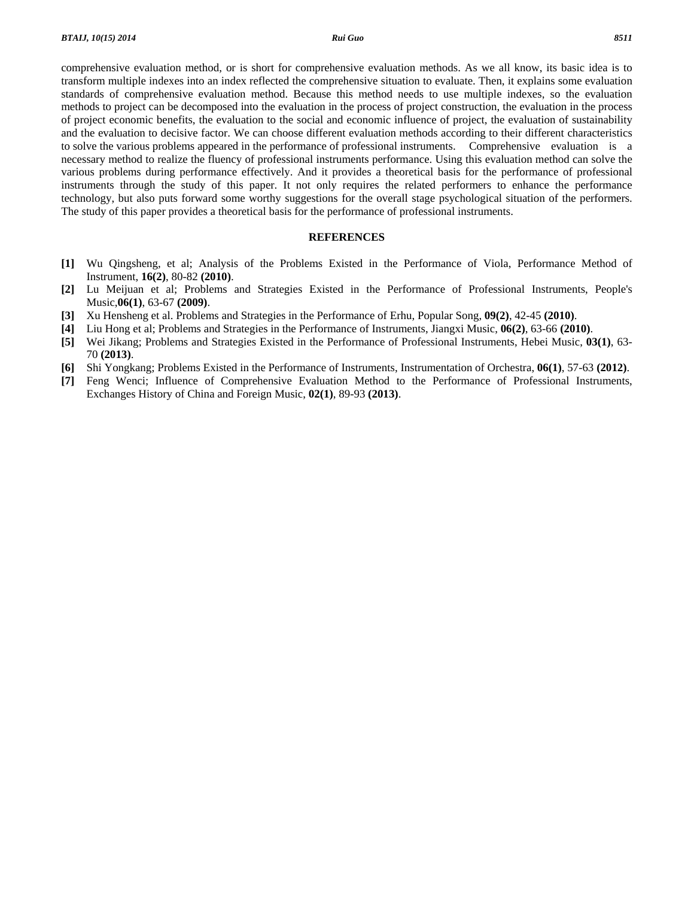comprehensive evaluation method, or is short for comprehensive evaluation methods. As we all know, its basic idea is to transform multiple indexes into an index reflected the comprehensive situation to evaluate. Then, it explains some evaluation standards of comprehensive evaluation method. Because this method needs to use multiple indexes, so the evaluation methods to project can be decomposed into the evaluation in the process of project construction, the evaluation in the process of project economic benefits, the evaluation to the social and economic influence of project, the evaluation of sustainability and the evaluation to decisive factor. We can choose different evaluation methods according to their different characteristics to solve the various problems appeared in the performance of professional instruments. Comprehensive evaluation is a necessary method to realize the fluency of professional instruments performance. Using this evaluation method can solve the various problems during performance effectively. And it provides a theoretical basis for the performance of professional instruments through the study of this paper. It not only requires the related performers to enhance the performance technology, but also puts forward some worthy suggestions for the overall stage psychological situation of the performers. The study of this paper provides a theoretical basis for the performance of professional instruments.

## REFERENCES

- **[1]** Wu Qingsheng, et al; Analysis of the Problems Existed in the Performance of Viola, Performance Method of Instrument, **16(2)**, 80-82 **(2010)**.
- **[2]** Lu Meijuan et al; Problems and Strategies Existed in the Performance of Professional Instruments, People's Music,**06(1)**, 63-67 **(2009)**.
- **[3]** Xu Hensheng et al. Problems and Strategies in the Performance of Erhu, Popular Song, **09(2)**, 42-45 **(2010)**.
- **[4]** Liu Hong et al; Problems and Strategies in the Performance of Instruments, Jiangxi Music, **06(2)**, 63-66 **(2010)**.
- **[5]** Wei Jikang; Problems and Strategies Existed in the Performance of Professional Instruments, Hebei Music, **03(1)**, 63-70 **(2013)**.
- **[6]** Shi Yongkang; Problems Existed in the Performance of Instruments, Instrumentation of Orchestra, **06(1)**, 57-63 **(2012)**.
- **[7]** Feng Wenci; Influence of Comprehensive Evaluation Method to the Performance of Professional Instruments, Exchanges History of China and Foreign Music, **02(1)**, 89-93 **(2013)**.